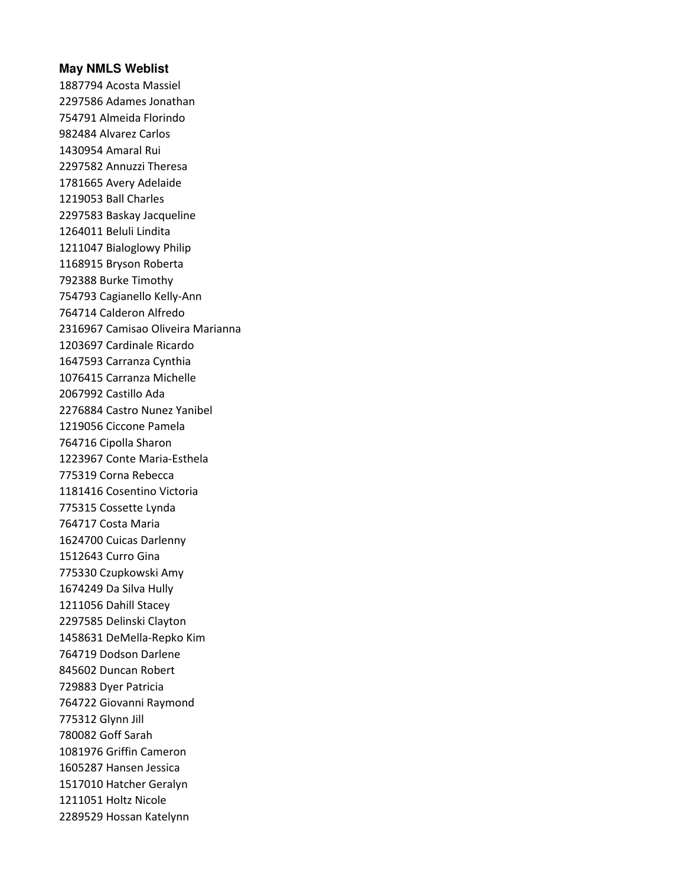**May NMLS Weblist**

1887794 Acosta Massiel
2297586 Adames Jonathan
754791 Almeida Florindo
982484 Alvarez Carlos
1430954 Amaral Rui
2297582 Annuzzi Theresa
1781665 Avery Adelaide
1219053 Ball Charles
2297583 Baskay Jacqueline
1264011 Beluli Lindita
1211047 Bialoglowy Philip
1168915 Bryson Roberta
792388 Burke Timothy
754793 Cagianello Kelly-Ann
764714 Calderon Alfredo
2316967 Camisao Oliveira Marianna
1203697 Cardinale Ricardo
1647593 Carranza Cynthia
1076415 Carranza Michelle
2067992 Castillo Ada
2276884 Castro Nunez Yanibel
1219056 Ciccone Pamela
764716 Cipolla Sharon
1223967 Conte Maria-Esthela
775319 Corna Rebecca
1181416 Cosentino Victoria
775315 Cossette Lynda
764717 Costa Maria
1624700 Cuicas Darlenny
1512643 Curro Gina
775330 Czupkowski Amy
1674249 Da Silva Hully
1211056 Dahill Stacey
2297585 Delinski Clayton
1458631 DeMella-Repko Kim
764719 Dodson Darlene
845602 Duncan Robert
729883 Dyer Patricia
764722 Giovanni Raymond
775312 Glynn Jill
780082 Goff Sarah
1081976 Griffin Cameron
1605287 Hansen Jessica
1517010 Hatcher Geralyn
1211051 Holtz Nicole
2289529 Hossan Katelynn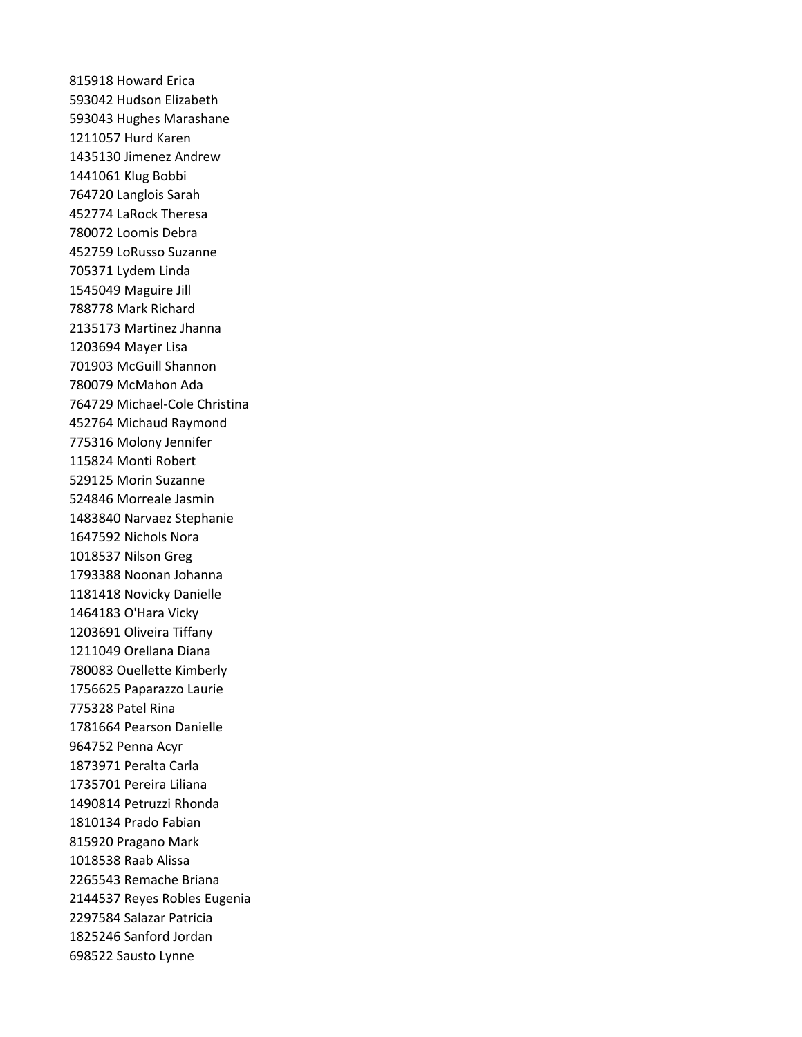815918 Howard Erica
593042 Hudson Elizabeth
593043 Hughes Marashane
1211057 Hurd Karen
1435130 Jimenez Andrew
1441061 Klug Bobbi
764720 Langlois Sarah
452774 LaRock Theresa
780072 Loomis Debra
452759 LoRusso Suzanne
705371 Lydem Linda
1545049 Maguire Jill
788778 Mark Richard
2135173 Martinez Jhanna
1203694 Mayer Lisa
701903 McGuill Shannon
780079 McMahon Ada
764729 Michael-Cole Christina
452764 Michaud Raymond
775316 Molony Jennifer
115824 Monti Robert
529125 Morin Suzanne
524846 Morreale Jasmin
1483840 Narvaez Stephanie
1647592 Nichols Nora
1018537 Nilson Greg
1793388 Noonan Johanna
1181418 Novicky Danielle
1464183 O'Hara Vicky
1203691 Oliveira Tiffany
1211049 Orellana Diana
780083 Ouellette Kimberly
1756625 Paparazzo Laurie
775328 Patel Rina
1781664 Pearson Danielle
964752 Penna Acyr
1873971 Peralta Carla
1735701 Pereira Liliana
1490814 Petruzzi Rhonda
1810134 Prado Fabian
815920 Pragano Mark
1018538 Raab Alissa
2265543 Remache Briana
2144537 Reyes Robles Eugenia
2297584 Salazar Patricia
1825246 Sanford Jordan
698522 Sausto Lynne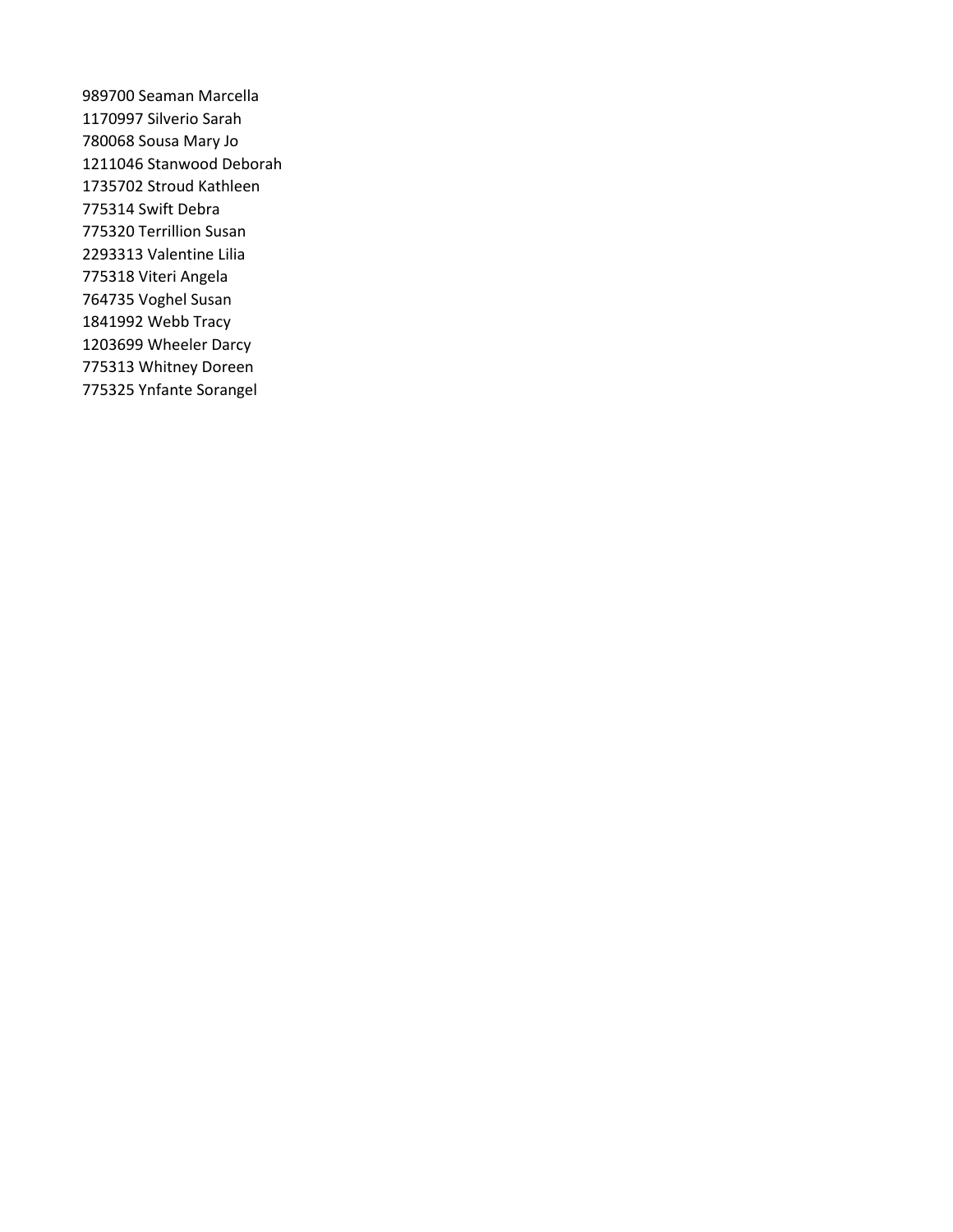989700 Seaman Marcella
1170997 Silverio Sarah
780068 Sousa Mary Jo
1211046 Stanwood Deborah
1735702 Stroud Kathleen
775314 Swift Debra
775320 Terrillion Susan
2293313 Valentine Lilia
775318 Viteri Angela
764735 Voghel Susan
1841992 Webb Tracy
1203699 Wheeler Darcy
775313 Whitney Doreen
775325 Ynfante Sorangel